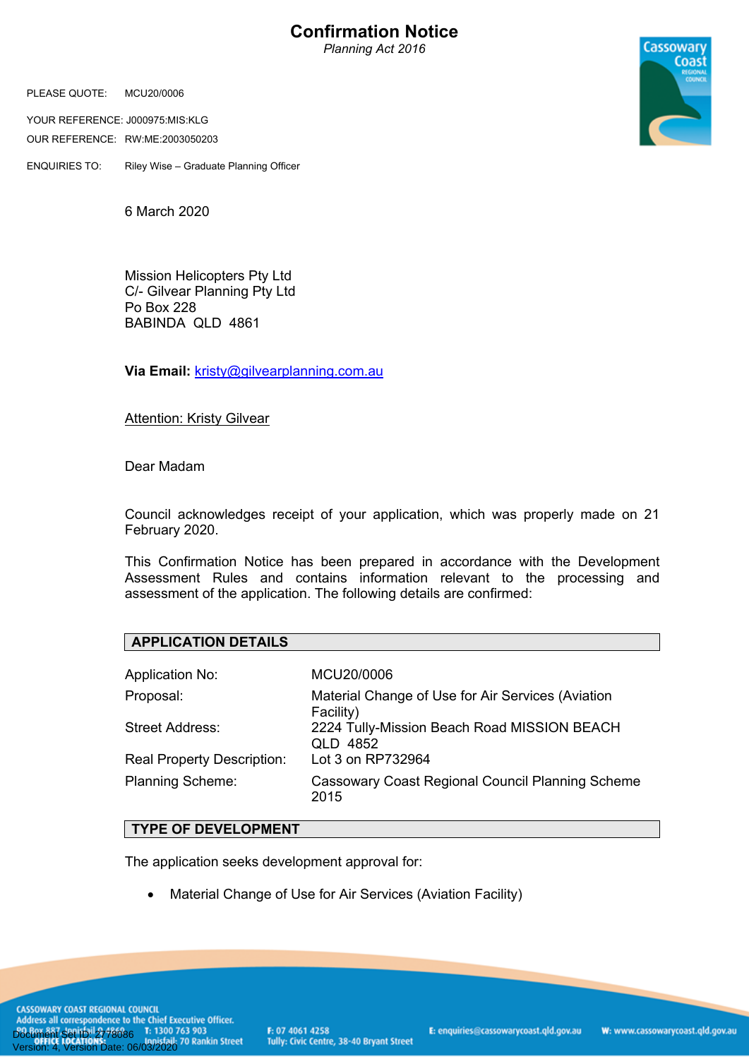# Confirmation Notice

*Planning Act 2016*

PLEASE QUOTE: MCU20/0006

YOUR REFERENCE: J000975:MIS:KLG

OUR REFERENCE: RW:ME:2003050203

ENQUIRIES TO: Riley Wise – Graduate Planning Officer

6 March 2020

Mission Helicopters Pty Ltd
C/- Gilvear Planning Pty Ltd
Po Box 228
BABINDA QLD 4861

**Via Email:** kristy@gilvearplanning.com.au

Attention: Kristy Gilvear

Dear Madam

Council acknowledges receipt of your application, which was properly made on 21 February 2020.

This Confirmation Notice has been prepared in accordance with the Development Assessment Rules and contains information relevant to the processing and assessment of the application. The following details are confirmed:

## APPLICATION DETAILS

| | |
|---|---|
| Application No: | MCU20/0006 |
| Proposal: | Material Change of Use for Air Services (Aviation Facility) |
| Street Address: | 2224 Tully-Mission Beach Road MISSION BEACH QLD 4852 |
| Real Property Description: | Lot 3 on RP732964 |
| Planning Scheme: | Cassowary Coast Regional Council Planning Scheme 2015 |

## TYPE OF DEVELOPMENT

The application seeks development approval for:

- Material Change of Use for Air Services (Aviation Facility)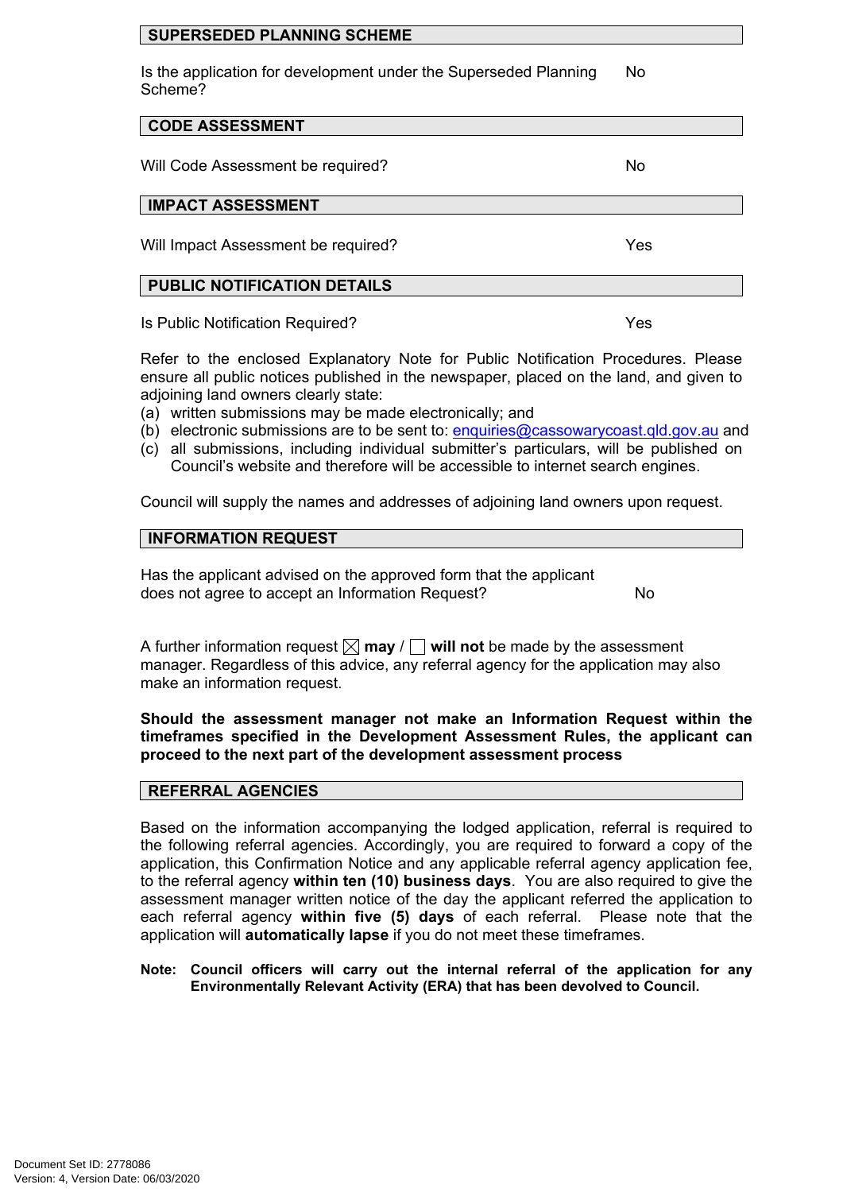## SUPERSEDED PLANNING SCHEME

| | |
|---|---|
| Is the application for development under the Superseded Planning Scheme? | No |

## CODE ASSESSMENT

| | |
|---|---|
| Will Code Assessment be required? | No |

## IMPACT ASSESSMENT

| | |
|---|---|
| Will Impact Assessment be required? | Yes |

## PUBLIC NOTIFICATION DETAILS

| | |
|---|---|
| Is Public Notification Required? | Yes |

Refer to the enclosed Explanatory Note for Public Notification Procedures. Please ensure all public notices published in the newspaper, placed on the land, and given to adjoining land owners clearly state:

(a) written submissions may be made electronically; and
(b) electronic submissions are to be sent to: enquiries@cassowarycoast.qld.gov.au and
(c) all submissions, including individual submitter's particulars, will be published on Council's website and therefore will be accessible to internet search engines.

Council will supply the names and addresses of adjoining land owners upon request.

## INFORMATION REQUEST

| | |
|---|---|
| Has the applicant advised on the approved form that the applicant does not agree to accept an Information Request? | No |

A further information request ☒ **may** / ☐ **will not** be made by the assessment manager. Regardless of this advice, any referral agency for the application may also make an information request.

**Should the assessment manager not make an Information Request within the timeframes specified in the Development Assessment Rules, the applicant can proceed to the next part of the development assessment process**

## REFERRAL AGENCIES

Based on the information accompanying the lodged application, referral is required to the following referral agencies. Accordingly, you are required to forward a copy of the application, this Confirmation Notice and any applicable referral agency application fee, to the referral agency **within ten (10) business days**. You are also required to give the assessment manager written notice of the day the applicant referred the application to each referral agency **within five (5) days** of each referral. Please note that the application will **automatically lapse** if you do not meet these timeframes.

**Note: Council officers will carry out the internal referral of the application for any Environmentally Relevant Activity (ERA) that has been devolved to Council.**

Document Set ID: 2778086
Version: 4, Version Date: 06/03/2020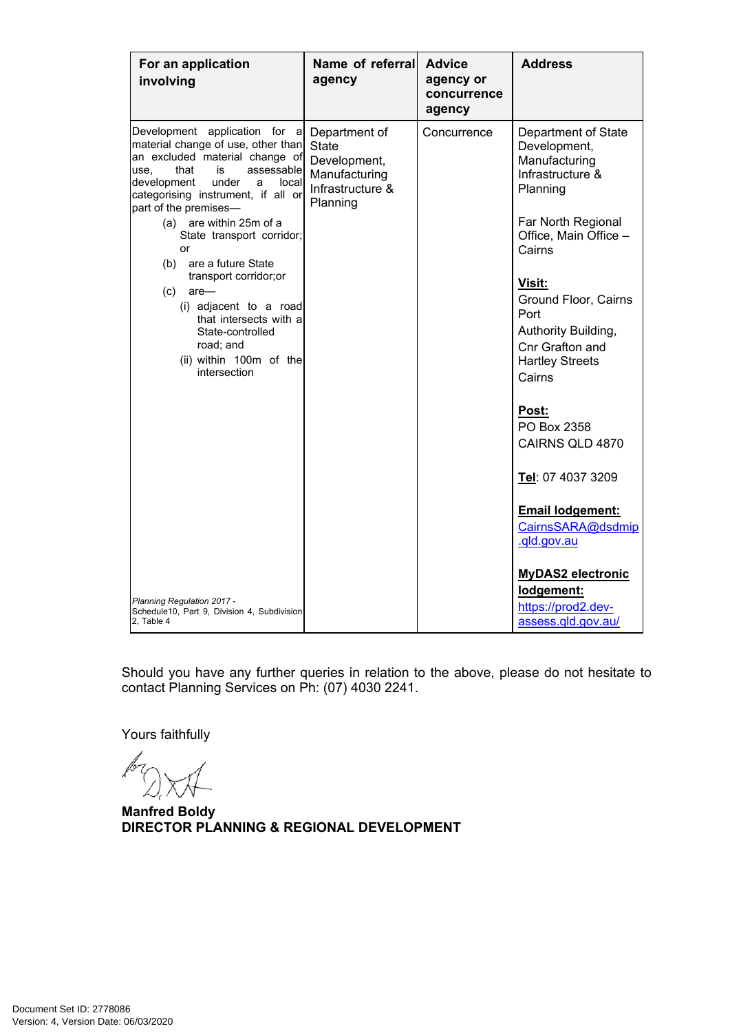| For an application involving | Name of referral agency | Advice agency or concurrence agency | Address |
|---|---|---|---|
| Development application for a material change of use, other than an excluded material change of use, that is assessable development under a local categorising instrument, if all or part of the premises—<br>(a) are within 25m of a State transport corridor; or<br>(b) are a future State transport corridor;or<br>(c) are—<br>(i) adjacent to a road that intersects with a State-controlled road; and<br>(ii) within 100m of the intersection<br><br>*Planning Regulation 2017 - Schedule10, Part 9, Division 4, Subdivision 2, Table 4* | Department of State Development, Manufacturing Infrastructure & Planning | Concurrence | Department of State Development, Manufacturing Infrastructure & Planning<br><br>Far North Regional Office, Main Office – Cairns<br><br>**Visit:**<br>Ground Floor, Cairns Port Authority Building, Cnr Grafton and Hartley Streets Cairns<br><br>**Post:**<br>PO Box 2358<br>CAIRNS QLD 4870<br><br>**Tel**: 07 4037 3209<br><br>**Email lodgement:**<br>CairnsSARA@dsdmip.qld.gov.au<br><br>**MyDAS2 electronic lodgement:**<br>https://prod2.dev-assess.qld.gov.au/ |

Should you have any further queries in relation to the above, please do not hesitate to contact Planning Services on Ph: (07) 4030 2241.

Yours faithfully

**Manfred Boldy**
**DIRECTOR PLANNING & REGIONAL DEVELOPMENT**

Document Set ID: 2778086
Version: 4, Version Date: 06/03/2020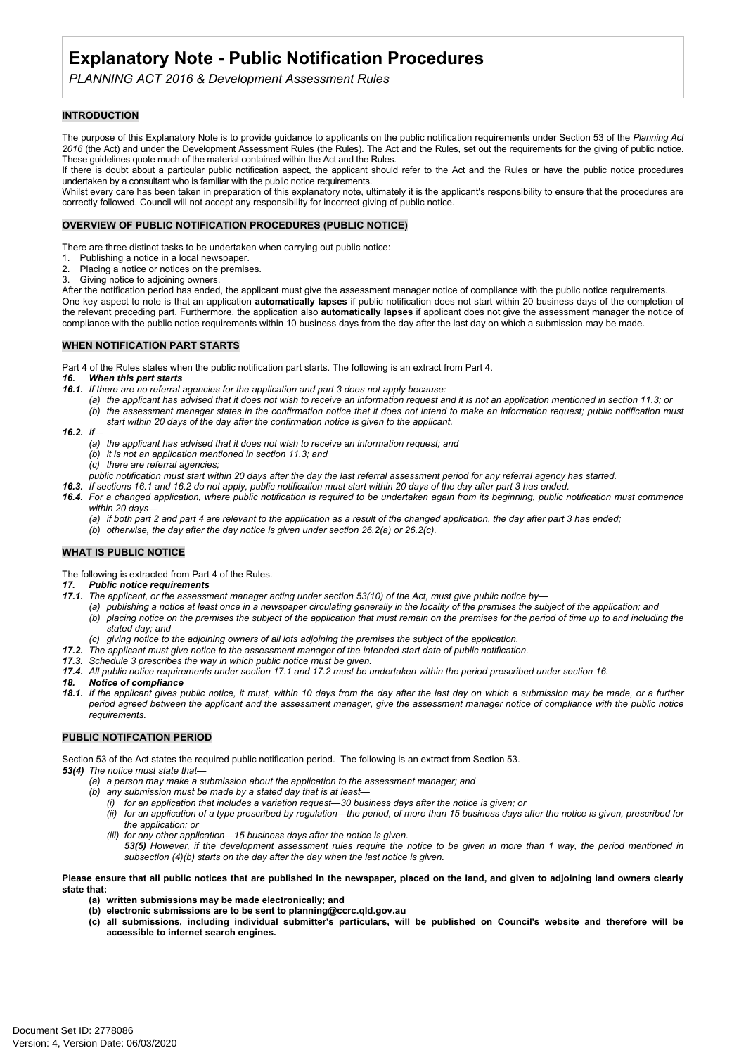# Explanatory Note - Public Notification Procedures

*PLANNING ACT 2016 & Development Assessment Rules*

## INTRODUCTION

The purpose of this Explanatory Note is to provide guidance to applicants on the public notification requirements under Section 53 of the *Planning Act 2016* (the Act) and under the Development Assessment Rules (the Rules). The Act and the Rules, set out the requirements for the giving of public notice. These guidelines quote much of the material contained within the Act and the Rules.

If there is doubt about a particular public notification aspect, the applicant should refer to the Act and the Rules or have the public notice procedures undertaken by a consultant who is familiar with the public notice requirements.

Whilst every care has been taken in preparation of this explanatory note, ultimately it is the applicant's responsibility to ensure that the procedures are correctly followed. Council will not accept any responsibility for incorrect giving of public notice.

## OVERVIEW OF PUBLIC NOTIFICATION PROCEDURES (PUBLIC NOTICE)

There are three distinct tasks to be undertaken when carrying out public notice:

1. Publishing a notice in a local newspaper.
2. Placing a notice or notices on the premises.
3. Giving notice to adjoining owners.

After the notification period has ended, the applicant must give the assessment manager notice of compliance with the public notice requirements.

One key aspect to note is that an application **automatically lapses** if public notification does not start within 20 business days of the completion of the relevant preceding part. Furthermore, the application also **automatically lapses** if applicant does not give the assessment manager the notice of compliance with the public notice requirements within 10 business days from the day after the last day on which a submission may be made.

## WHEN NOTIFICATION PART STARTS

Part 4 of the Rules states when the public notification part starts. The following is an extract from Part 4.

***16. When this part starts***

***16.1.*** *If there are no referral agencies for the application and part 3 does not apply because:*

- *(a) the applicant has advised that it does not wish to receive an information request and it is not an application mentioned in section 11.3; or*
- *(b) the assessment manager states in the confirmation notice that it does not intend to make an information request; public notification must start within 20 days of the day after the confirmation notice is given to the applicant.*

***16.2.*** *If—*

- *(a) the applicant has advised that it does not wish to receive an information request; and*
- *(b) it is not an application mentioned in section 11.3; and*
- *(c) there are referral agencies;*

*public notification must start within 20 days after the day the last referral assessment period for any referral agency has started.*

***16.3.*** *If sections 16.1 and 16.2 do not apply, public notification must start within 20 days of the day after part 3 has ended.*

***16.4.*** *For a changed application, where public notification is required to be undertaken again from its beginning, public notification must commence within 20 days—*

- *(a) if both part 2 and part 4 are relevant to the application as a result of the changed application, the day after part 3 has ended;*
- *(b) otherwise, the day after the day notice is given under section 26.2(a) or 26.2(c).*

## WHAT IS PUBLIC NOTICE

The following is extracted from Part 4 of the Rules.

***17. Public notice requirements***

***17.1.*** *The applicant, or the assessment manager acting under section 53(10) of the Act, must give public notice by—*

- *(a) publishing a notice at least once in a newspaper circulating generally in the locality of the premises the subject of the application; and*
- *(b) placing notice on the premises the subject of the application that must remain on the premises for the period of time up to and including the stated day; and*
- *(c) giving notice to the adjoining owners of all lots adjoining the premises the subject of the application.*

***17.2.*** *The applicant must give notice to the assessment manager of the intended start date of public notification.*

***17.3.*** *Schedule 3 prescribes the way in which public notice must be given.*

***17.4.*** *All public notice requirements under section 17.1 and 17.2 must be undertaken within the period prescribed under section 16.*

***18. Notice of compliance***

***18.1.*** *If the applicant gives public notice, it must, within 10 days from the day after the last day on which a submission may be made, or a further period agreed between the applicant and the assessment manager, give the assessment manager notice of compliance with the public notice requirements.*

## PUBLIC NOTIFCATION PERIOD

Section 53 of the Act states the required public notification period. The following is an extract from Section 53.

***53(4)*** *The notice must state that—*

- *(a) a person may make a submission about the application to the assessment manager; and*
- *(b) any submission must be made by a stated day that is at least—*
  - *(i) for an application that includes a variation request—30 business days after the notice is given; or*
  - *(ii) for an application of a type prescribed by regulation—the period, of more than 15 business days after the notice is given, prescribed for the application; or*
  - *(iii) for any other application—15 business days after the notice is given.*

  ***53(5)*** *However, if the development assessment rules require the notice to be given in more than 1 way, the period mentioned in subsection (4)(b) starts on the day after the day when the last notice is given.*

**Please ensure that all public notices that are published in the newspaper, placed on the land, and given to adjoining land owners clearly state that:**

- **(a) written submissions may be made electronically; and**
- **(b) electronic submissions are to be sent to planning@ccrc.qld.gov.au**
- **(c) all submissions, including individual submitter's particulars, will be published on Council's website and therefore will be accessible to internet search engines.**

Document Set ID: 2778086
Version: 4, Version Date: 06/03/2020